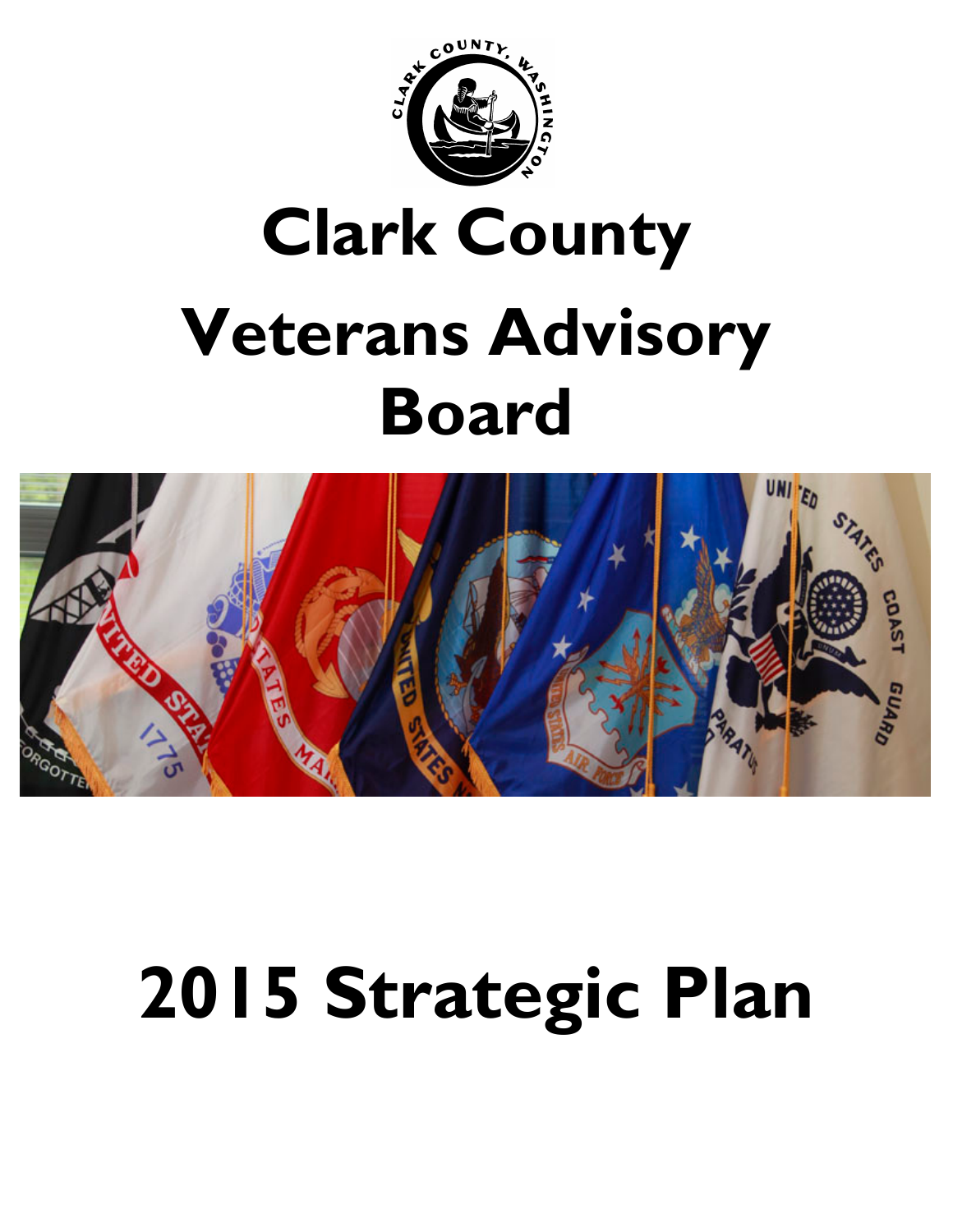# Clark County

# Veterans Advisory Board

# 2015 Strategic Plan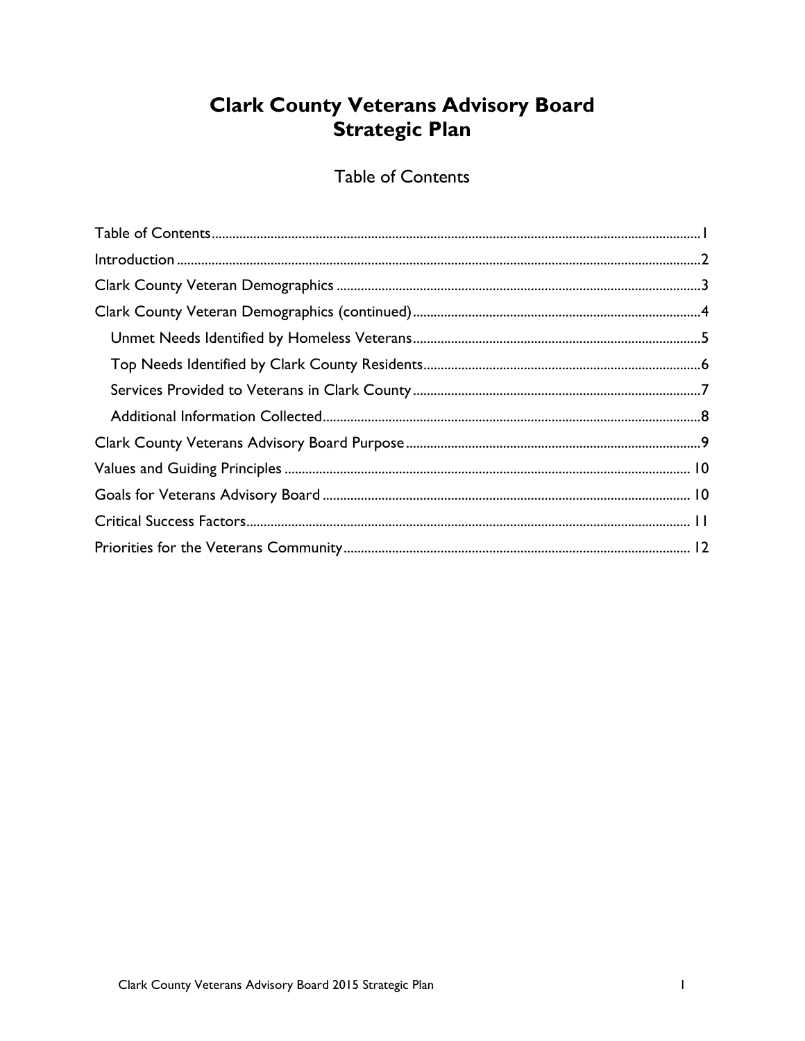# Clark County Veterans Advisory Board
# Strategic Plan

## Table of Contents

- Table of Contents .......... 1
- Introduction .......... 2
- Clark County Veteran Demographics .......... 3
- Clark County Veteran Demographics (continued) .......... 4
  - Unmet Needs Identified by Homeless Veterans .......... 5
  - Top Needs Identified by Clark County Residents .......... 6
  - Services Provided to Veterans in Clark County .......... 7
  - Additional Information Collected .......... 8
- Clark County Veterans Advisory Board Purpose .......... 9
- Values and Guiding Principles .......... 10
- Goals for Veterans Advisory Board .......... 10
- Critical Success Factors .......... 11
- Priorities for the Veterans Community .......... 12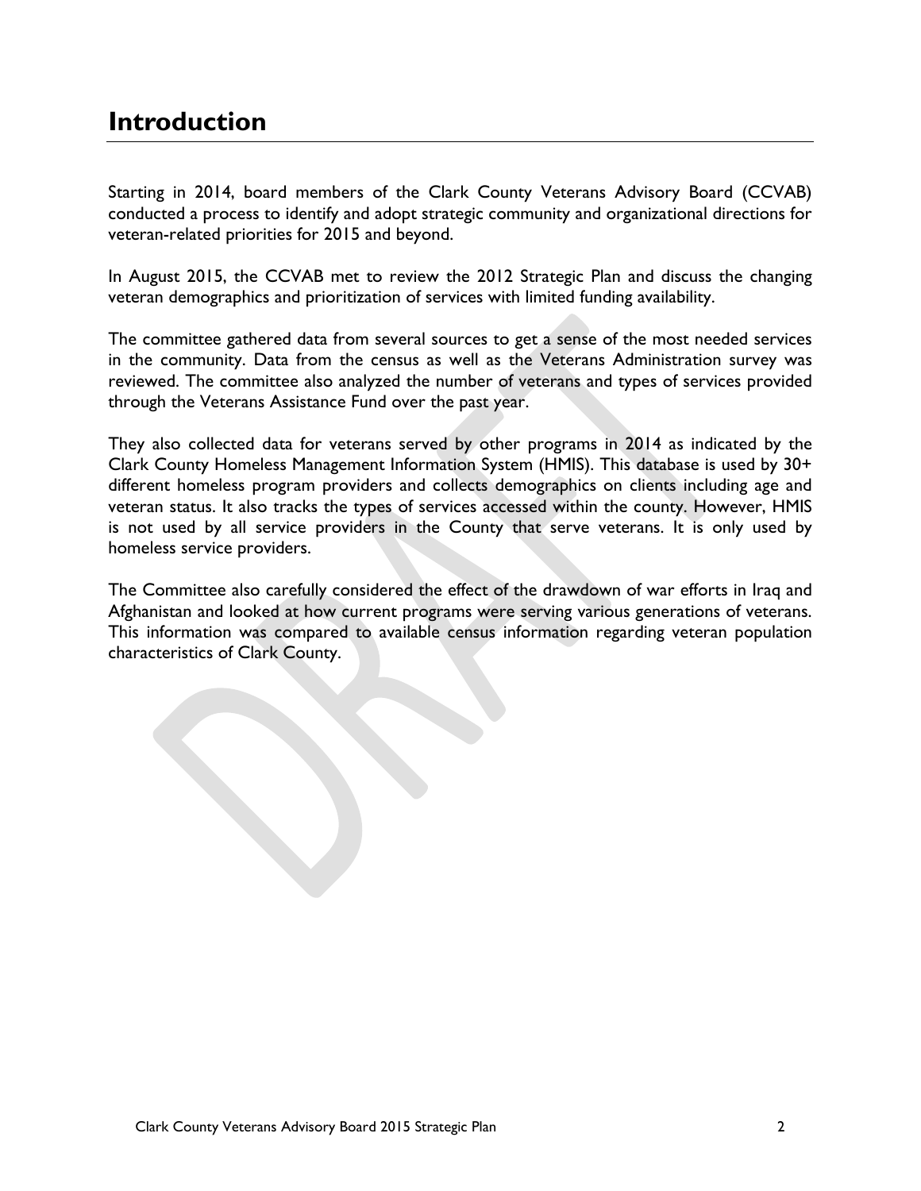# Introduction

Starting in 2014, board members of the Clark County Veterans Advisory Board (CCVAB) conducted a process to identify and adopt strategic community and organizational directions for veteran-related priorities for 2015 and beyond.

In August 2015, the CCVAB met to review the 2012 Strategic Plan and discuss the changing veteran demographics and prioritization of services with limited funding availability.

The committee gathered data from several sources to get a sense of the most needed services in the community. Data from the census as well as the Veterans Administration survey was reviewed. The committee also analyzed the number of veterans and types of services provided through the Veterans Assistance Fund over the past year.

They also collected data for veterans served by other programs in 2014 as indicated by the Clark County Homeless Management Information System (HMIS). This database is used by 30+ different homeless program providers and collects demographics on clients including age and veteran status. It also tracks the types of services accessed within the county. However, HMIS is not used by all service providers in the County that serve veterans. It is only used by homeless service providers.

The Committee also carefully considered the effect of the drawdown of war efforts in Iraq and Afghanistan and looked at how current programs were serving various generations of veterans. This information was compared to available census information regarding veteran population characteristics of Clark County.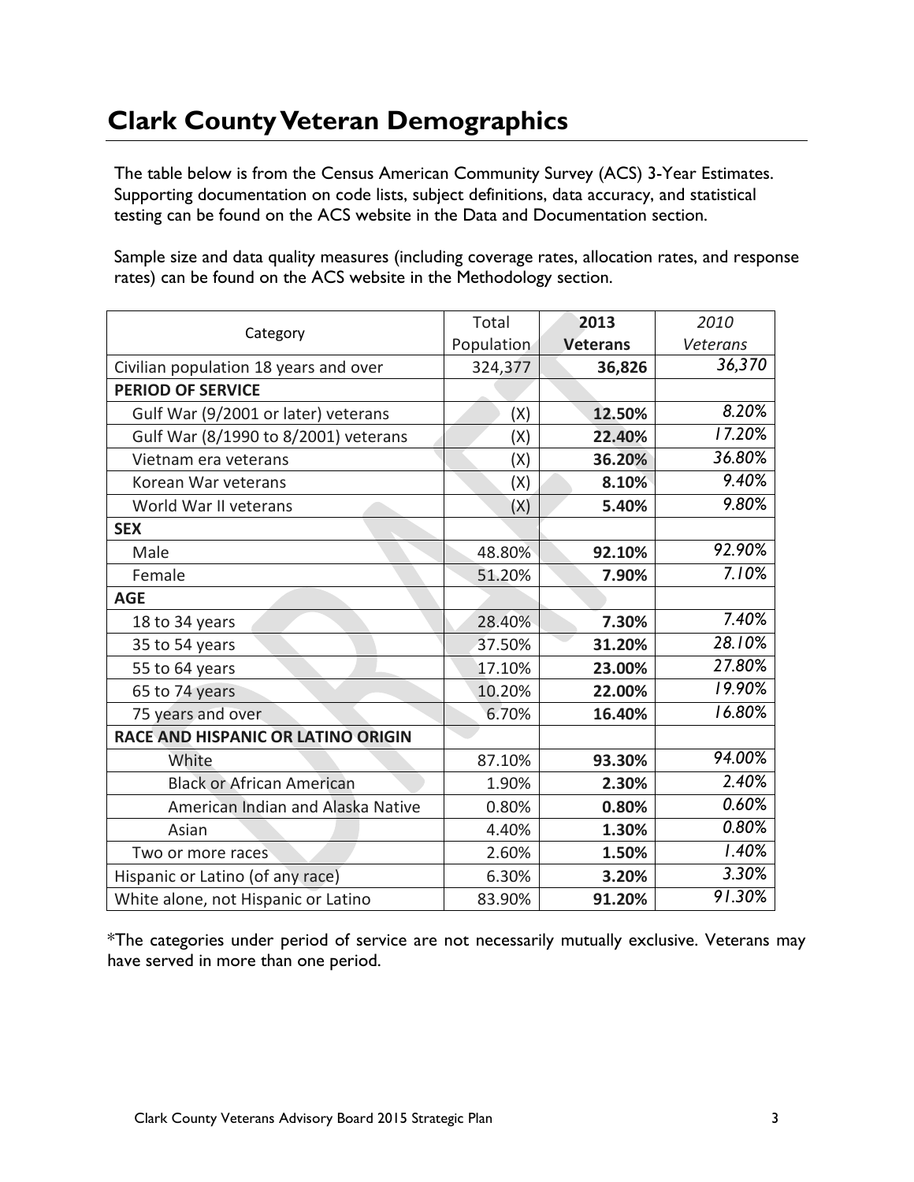# Clark County Veteran Demographics

The table below is from the Census American Community Survey (ACS) 3-Year Estimates. Supporting documentation on code lists, subject definitions, data accuracy, and statistical testing can be found on the ACS website in the Data and Documentation section.

Sample size and data quality measures (including coverage rates, allocation rates, and response rates) can be found on the ACS website in the Methodology section.

| Category | Total Population | **2013 Veterans** | *2010 Veterans* |
|---|---|---|---|
| Civilian population 18 years and over | 324,377 | **36,826** | *36,370* |
| **PERIOD OF SERVICE** | | | |
| Gulf War (9/2001 or later) veterans | (X) | **12.50%** | *8.20%* |
| Gulf War (8/1990 to 8/2001) veterans | (X) | **22.40%** | *17.20%* |
| Vietnam era veterans | (X) | **36.20%** | *36.80%* |
| Korean War veterans | (X) | **8.10%** | *9.40%* |
| World War II veterans | (X) | **5.40%** | *9.80%* |
| **SEX** | | | |
| Male | 48.80% | **92.10%** | *92.90%* |
| Female | 51.20% | **7.90%** | *7.10%* |
| **AGE** | | | |
| 18 to 34 years | 28.40% | **7.30%** | *7.40%* |
| 35 to 54 years | 37.50% | **31.20%** | *28.10%* |
| 55 to 64 years | 17.10% | **23.00%** | *27.80%* |
| 65 to 74 years | 10.20% | **22.00%** | *19.90%* |
| 75 years and over | 6.70% | **16.40%** | *16.80%* |
| **RACE AND HISPANIC OR LATINO ORIGIN** | | | |
| White | 87.10% | **93.30%** | *94.00%* |
| Black or African American | 1.90% | **2.30%** | *2.40%* |
| American Indian and Alaska Native | 0.80% | **0.80%** | *0.60%* |
| Asian | 4.40% | **1.30%** | *0.80%* |
| Two or more races | 2.60% | **1.50%** | *1.40%* |
| Hispanic or Latino (of any race) | 6.30% | **3.20%** | *3.30%* |
| White alone, not Hispanic or Latino | 83.90% | **91.20%** | *91.30%* |

*The categories under period of service are not necessarily mutually exclusive. Veterans may have served in more than one period.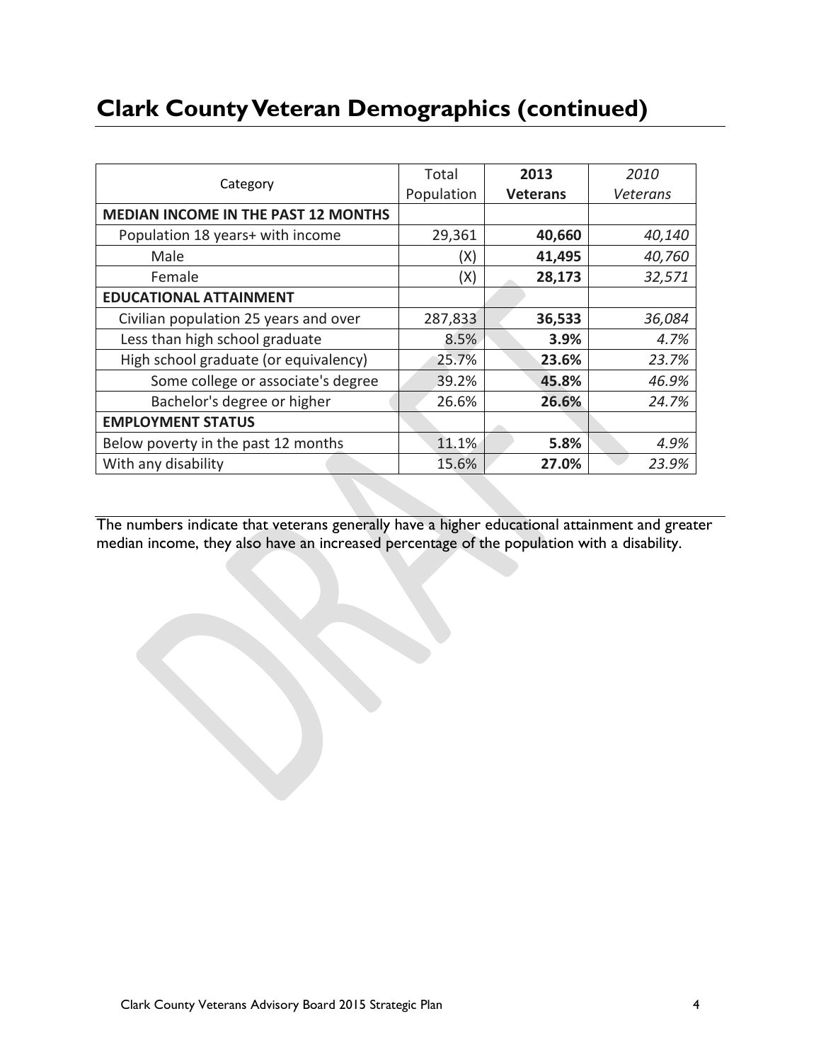# Clark County Veteran Demographics (continued)

| Category | Total Population | **2013 Veterans** | *2010 Veterans* |
|---|---|---|---|
| **MEDIAN INCOME IN THE PAST 12 MONTHS** | | | |
| Population 18 years+ with income | 29,361 | **40,660** | *40,140* |
| Male | (X) | **41,495** | *40,760* |
| Female | (X) | **28,173** | *32,571* |
| **EDUCATIONAL ATTAINMENT** | | | |
| Civilian population 25 years and over | 287,833 | **36,533** | *36,084* |
| Less than high school graduate | 8.5% | **3.9%** | *4.7%* |
| High school graduate (or equivalency) | 25.7% | **23.6%** | *23.7%* |
| Some college or associate's degree | 39.2% | **45.8%** | *46.9%* |
| Bachelor's degree or higher | 26.6% | **26.6%** | *24.7%* |
| **EMPLOYMENT STATUS** | | | |
| Below poverty in the past 12 months | 11.1% | **5.8%** | *4.9%* |
| With any disability | 15.6% | **27.0%** | *23.9%* |

The numbers indicate that veterans generally have a higher educational attainment and greater median income, they also have an increased percentage of the population with a disability.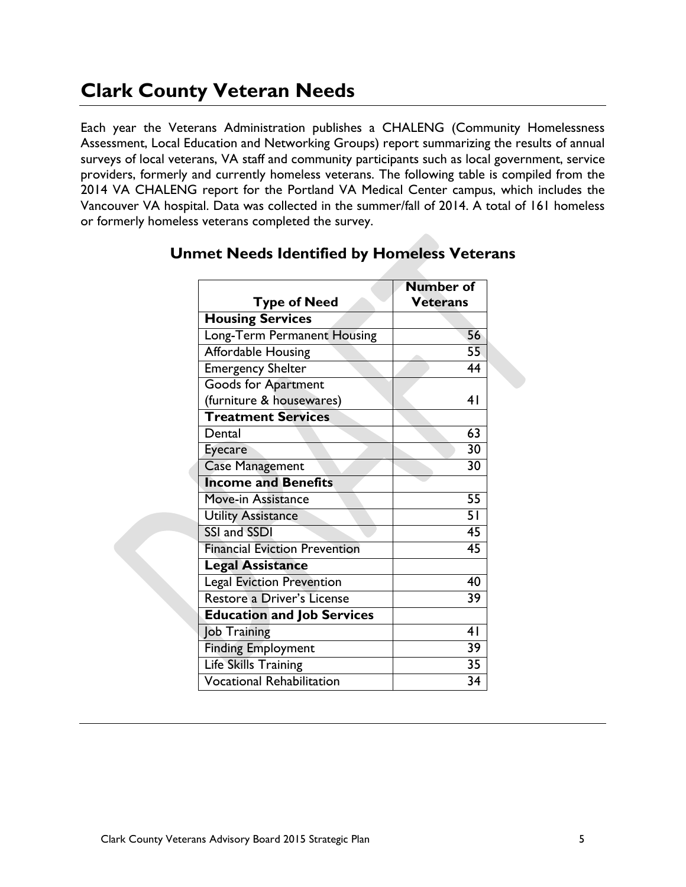# Clark County Veteran Needs

Each year the Veterans Administration publishes a CHALENG (Community Homelessness Assessment, Local Education and Networking Groups) report summarizing the results of annual surveys of local veterans, VA staff and community participants such as local government, service providers, formerly and currently homeless veterans. The following table is compiled from the 2014 VA CHALENG report for the Portland VA Medical Center campus, which includes the Vancouver VA hospital. Data was collected in the summer/fall of 2014. A total of 161 homeless or formerly homeless veterans completed the survey.

## Unmet Needs Identified by Homeless Veterans

| Type of Need | Number of Veterans |
|---|---|
| **Housing Services** | |
| Long-Term Permanent Housing | 56 |
| Affordable Housing | 55 |
| Emergency Shelter | 44 |
| Goods for Apartment (furniture & housewares) | 41 |
| **Treatment Services** | |
| Dental | 63 |
| Eyecare | 30 |
| Case Management | 30 |
| **Income and Benefits** | |
| Move-in Assistance | 55 |
| Utility Assistance | 51 |
| SSI and SSDI | 45 |
| Financial Eviction Prevention | 45 |
| **Legal Assistance** | |
| Legal Eviction Prevention | 40 |
| Restore a Driver's License | 39 |
| **Education and Job Services** | |
| Job Training | 41 |
| Finding Employment | 39 |
| Life Skills Training | 35 |
| Vocational Rehabilitation | 34 |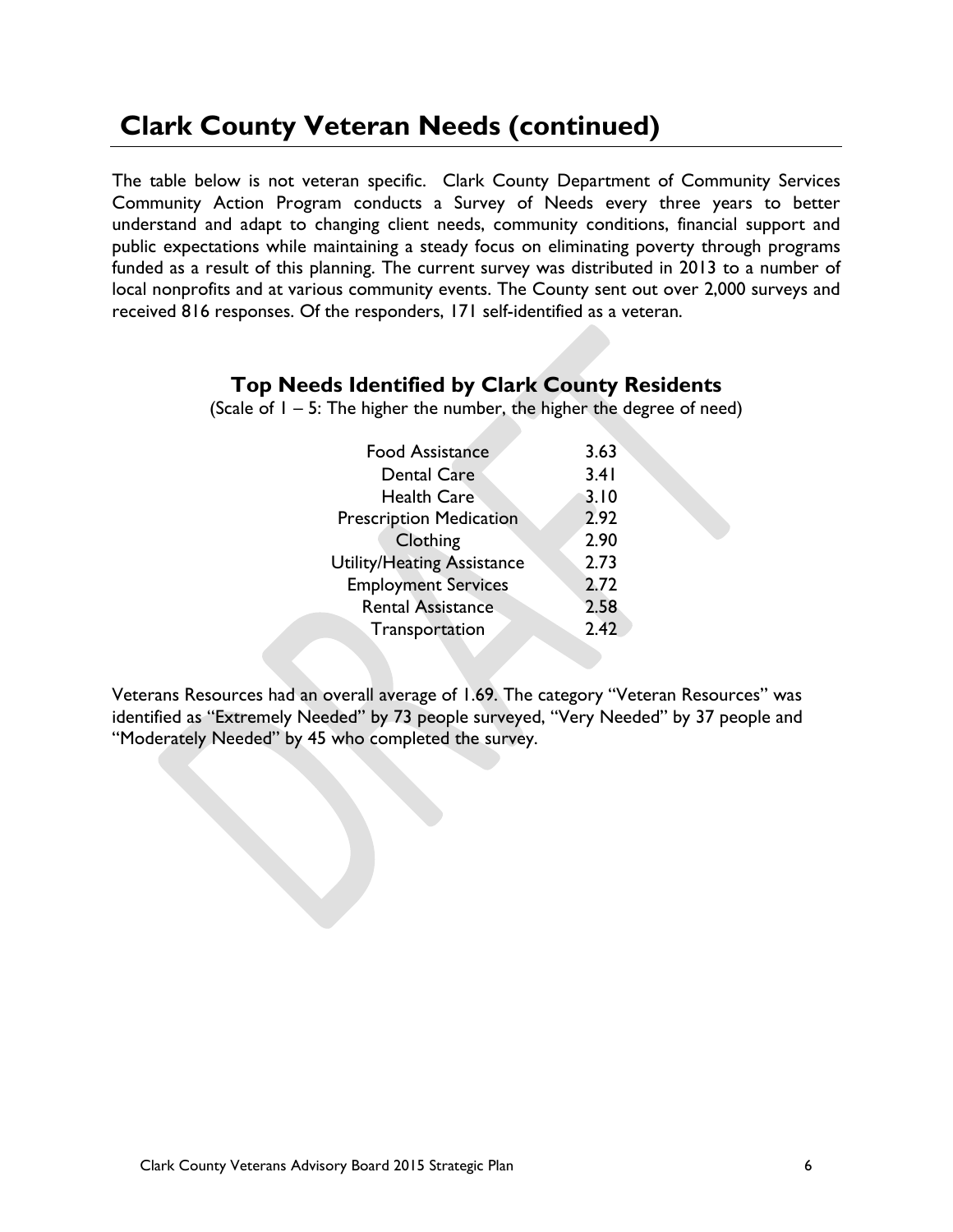# Clark County Veteran Needs (continued)

The table below is not veteran specific. Clark County Department of Community Services Community Action Program conducts a Survey of Needs every three years to better understand and adapt to changing client needs, community conditions, financial support and public expectations while maintaining a steady focus on eliminating poverty through programs funded as a result of this planning. The current survey was distributed in 2013 to a number of local nonprofits and at various community events. The County sent out over 2,000 surveys and received 816 responses. Of the responders, 171 self-identified as a veteran.

## Top Needs Identified by Clark County Residents

(Scale of 1 – 5: The higher the number, the higher the degree of need)

| Need | Score |
|---|---|
| Food Assistance | 3.63 |
| Dental Care | 3.41 |
| Health Care | 3.10 |
| Prescription Medication | 2.92 |
| Clothing | 2.90 |
| Utility/Heating Assistance | 2.73 |
| Employment Services | 2.72 |
| Rental Assistance | 2.58 |
| Transportation | 2.42 |

Veterans Resources had an overall average of 1.69. The category "Veteran Resources" was identified as "Extremely Needed" by 73 people surveyed, "Very Needed" by 37 people and "Moderately Needed" by 45 who completed the survey.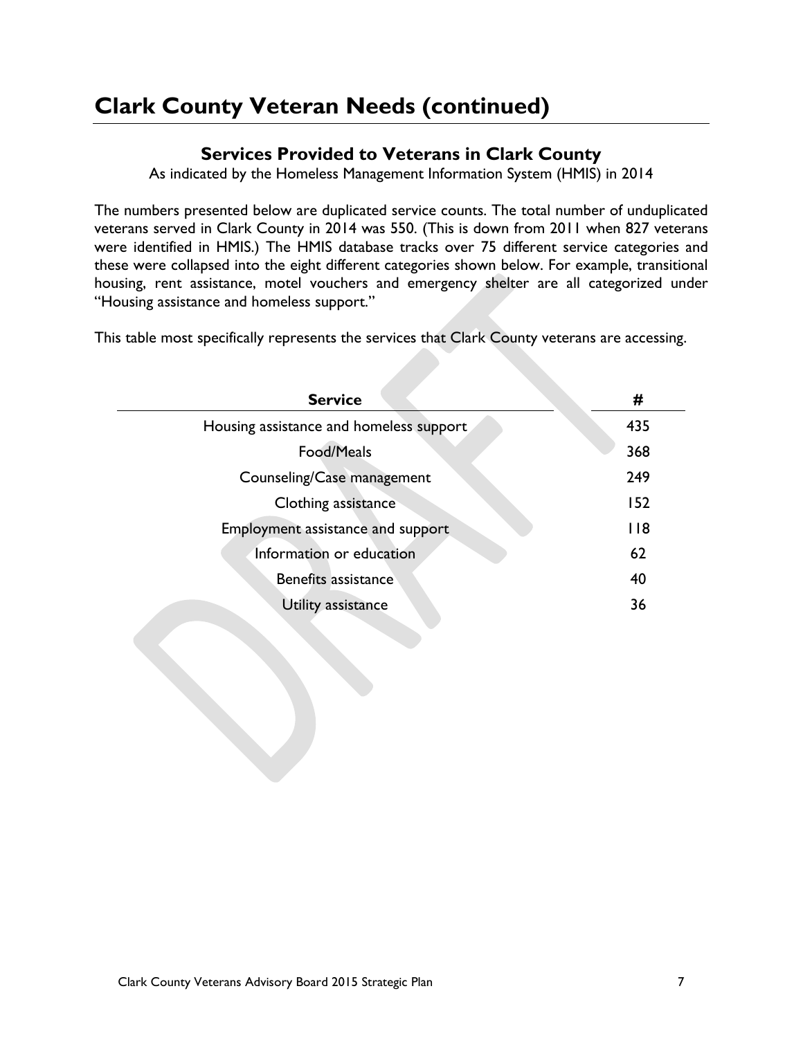# Clark County Veteran Needs (continued)

### Services Provided to Veterans in Clark County

As indicated by the Homeless Management Information System (HMIS) in 2014

The numbers presented below are duplicated service counts. The total number of unduplicated veterans served in Clark County in 2014 was 550. (This is down from 2011 when 827 veterans were identified in HMIS.) The HMIS database tracks over 75 different service categories and these were collapsed into the eight different categories shown below. For example, transitional housing, rent assistance, motel vouchers and emergency shelter are all categorized under "Housing assistance and homeless support."

This table most specifically represents the services that Clark County veterans are accessing.

| Service | # |
|---|---|
| Housing assistance and homeless support | 435 |
| Food/Meals | 368 |
| Counseling/Case management | 249 |
| Clothing assistance | 152 |
| Employment assistance and support | 118 |
| Information or education | 62 |
| Benefits assistance | 40 |
| Utility assistance | 36 |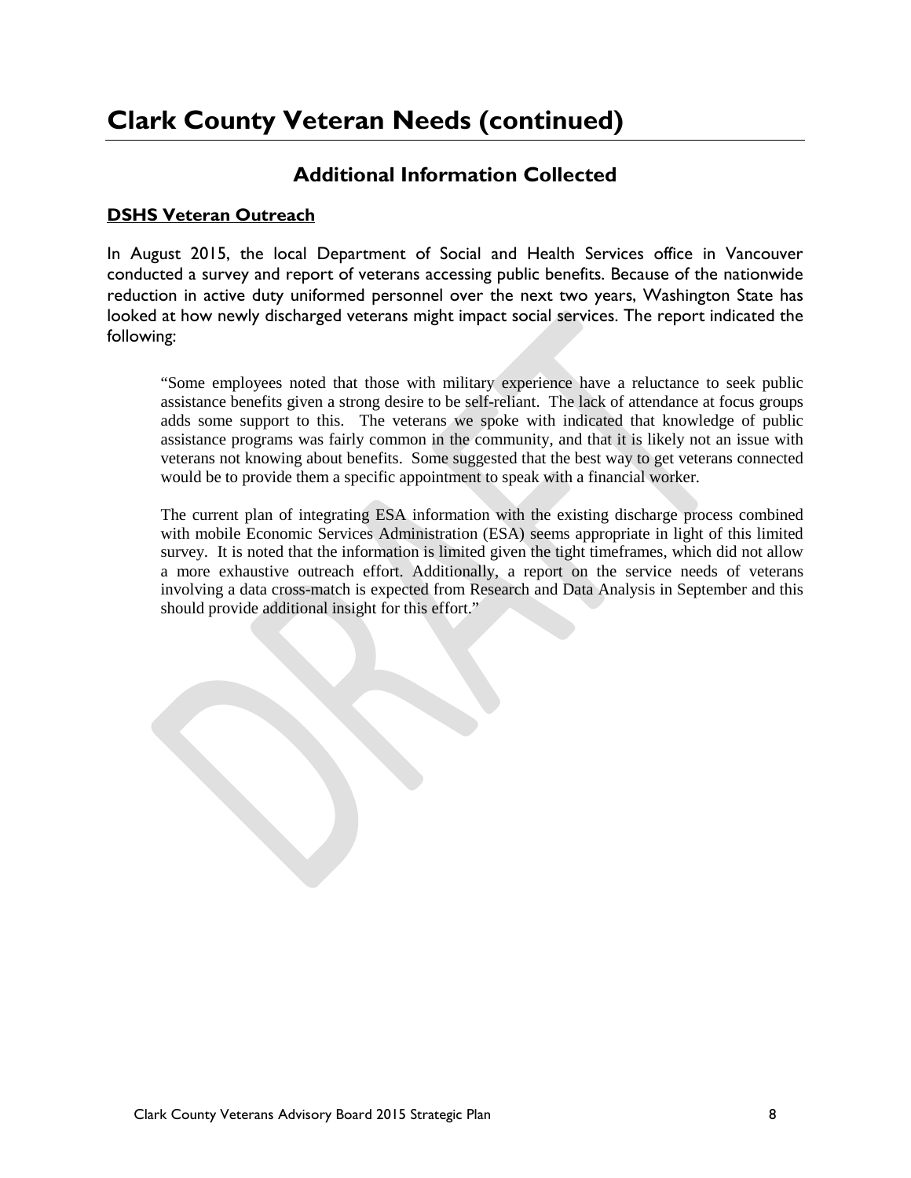# Clark County Veteran Needs (continued)

## Additional Information Collected

### DSHS Veteran Outreach

In August 2015, the local Department of Social and Health Services office in Vancouver conducted a survey and report of veterans accessing public benefits. Because of the nationwide reduction in active duty uniformed personnel over the next two years, Washington State has looked at how newly discharged veterans might impact social services. The report indicated the following:

> "Some employees noted that those with military experience have a reluctance to seek public assistance benefits given a strong desire to be self-reliant. The lack of attendance at focus groups adds some support to this. The veterans we spoke with indicated that knowledge of public assistance programs was fairly common in the community, and that it is likely not an issue with veterans not knowing about benefits. Some suggested that the best way to get veterans connected would be to provide them a specific appointment to speak with a financial worker.
>
> The current plan of integrating ESA information with the existing discharge process combined with mobile Economic Services Administration (ESA) seems appropriate in light of this limited survey. It is noted that the information is limited given the tight timeframes, which did not allow a more exhaustive outreach effort. Additionally, a report on the service needs of veterans involving a data cross-match is expected from Research and Data Analysis in September and this should provide additional insight for this effort."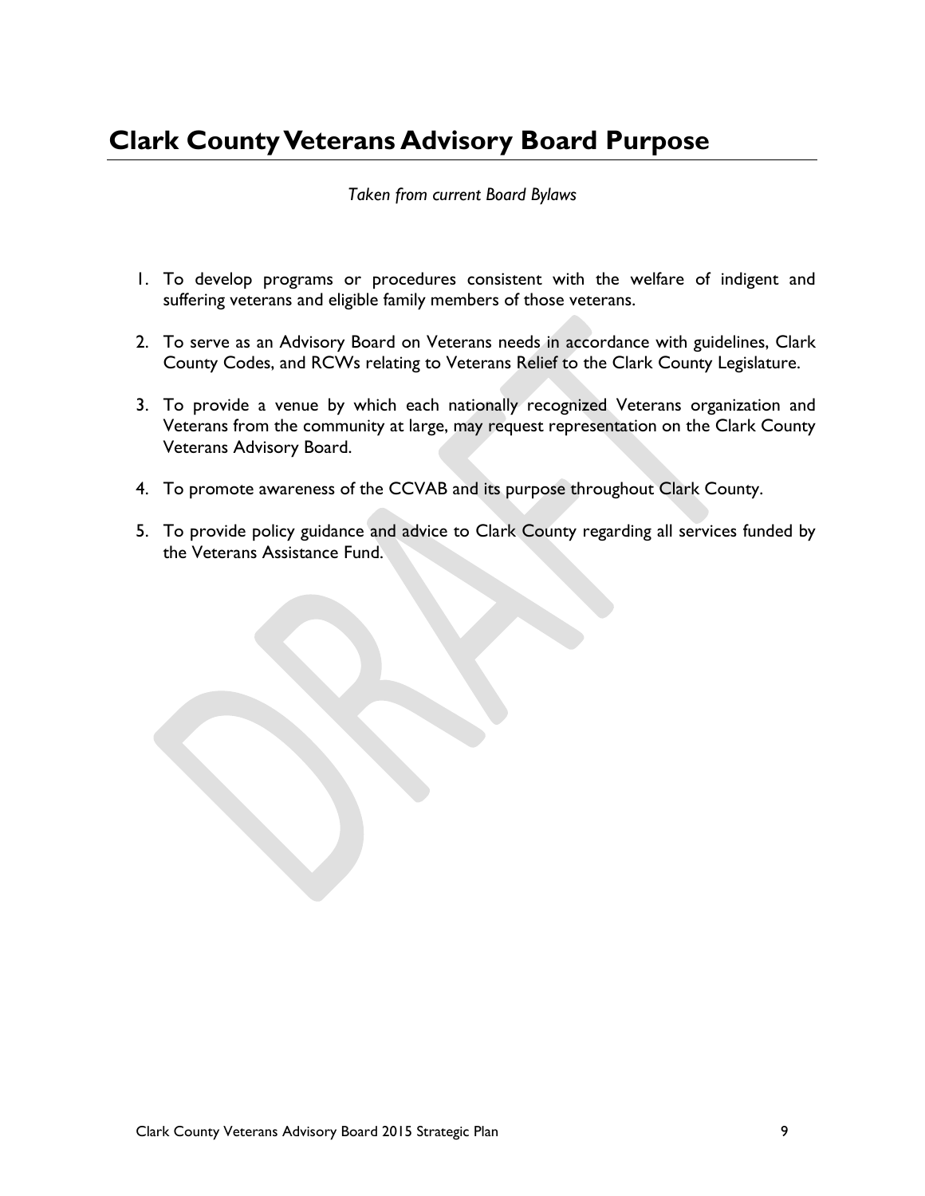# Clark County Veterans Advisory Board Purpose

*Taken from current Board Bylaws*

1. To develop programs or procedures consistent with the welfare of indigent and suffering veterans and eligible family members of those veterans.

2. To serve as an Advisory Board on Veterans needs in accordance with guidelines, Clark County Codes, and RCWs relating to Veterans Relief to the Clark County Legislature.

3. To provide a venue by which each nationally recognized Veterans organization and Veterans from the community at large, may request representation on the Clark County Veterans Advisory Board.

4. To promote awareness of the CCVAB and its purpose throughout Clark County.

5. To provide policy guidance and advice to Clark County regarding all services funded by the Veterans Assistance Fund.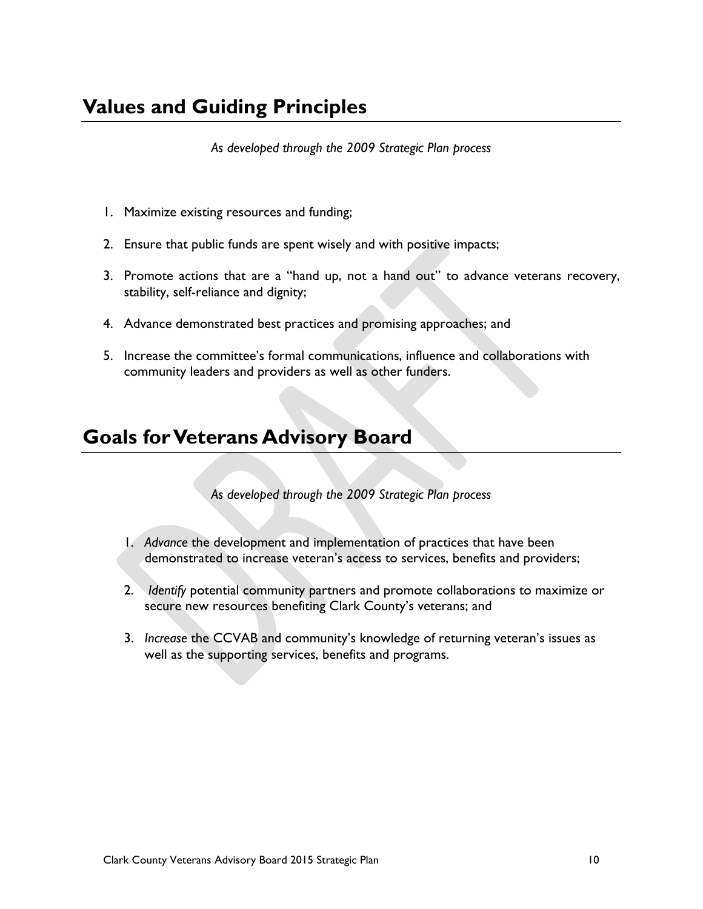## Values and Guiding Principles

*As developed through the 2009 Strategic Plan process*

1. Maximize existing resources and funding;
2. Ensure that public funds are spent wisely and with positive impacts;
3. Promote actions that are a "hand up, not a hand out" to advance veterans recovery, stability, self-reliance and dignity;
4. Advance demonstrated best practices and promising approaches; and
5. Increase the committee's formal communications, influence and collaborations with community leaders and providers as well as other funders.

## Goals for Veterans Advisory Board

*As developed through the 2009 Strategic Plan process*

1. *Advance* the development and implementation of practices that have been demonstrated to increase veteran's access to services, benefits and providers;
2. *Identify* potential community partners and promote collaborations to maximize or secure new resources benefiting Clark County's veterans; and
3. *Increase* the CCVAB and community's knowledge of returning veteran's issues as well as the supporting services, benefits and programs.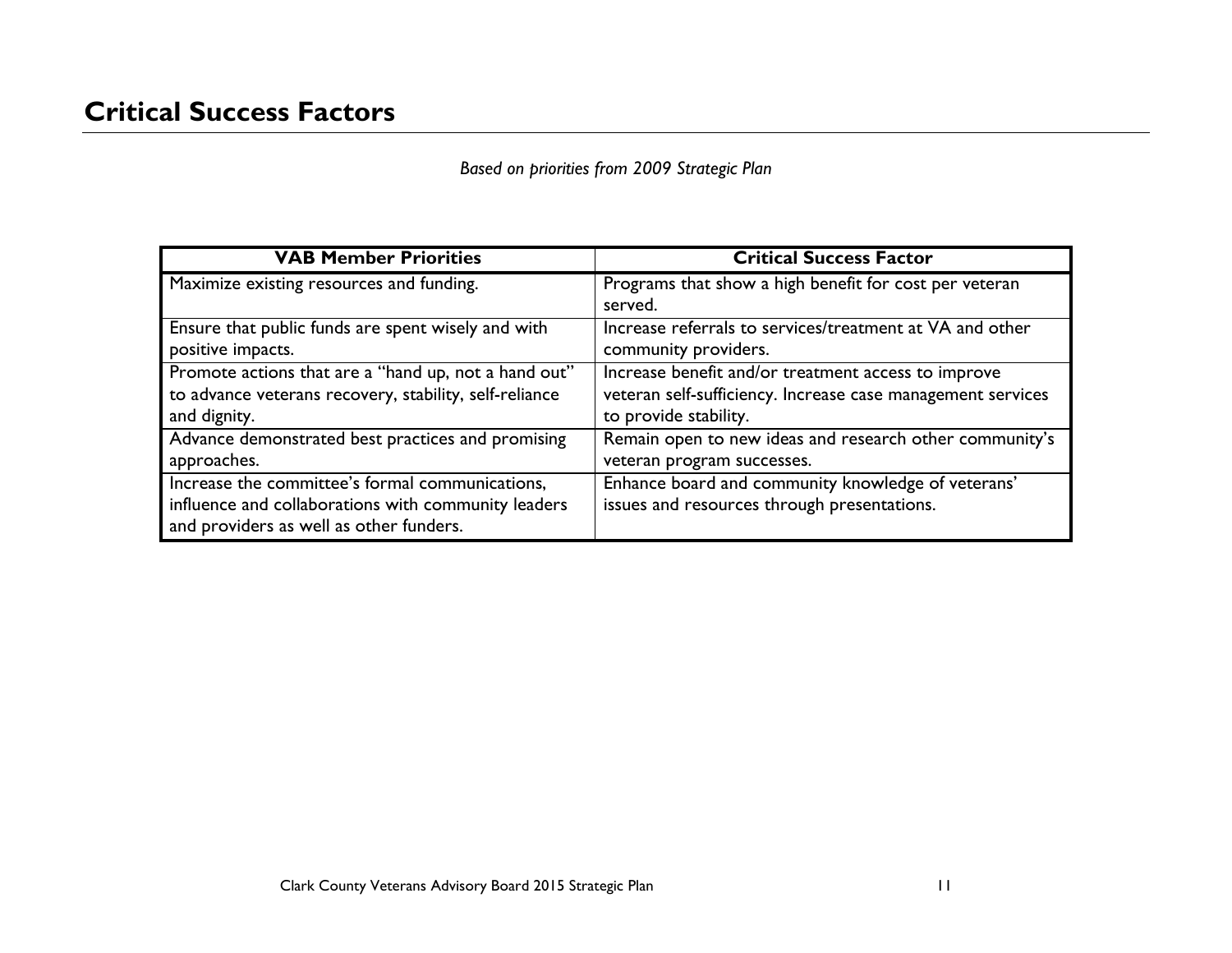# Critical Success Factors

*Based on priorities from 2009 Strategic Plan*

| VAB Member Priorities | Critical Success Factor |
|---|---|
| Maximize existing resources and funding. | Programs that show a high benefit for cost per veteran served. |
| Ensure that public funds are spent wisely and with positive impacts. | Increase referrals to services/treatment at VA and other community providers. |
| Promote actions that are a "hand up, not a hand out" to advance veterans recovery, stability, self-reliance and dignity. | Increase benefit and/or treatment access to improve veteran self-sufficiency. Increase case management services to provide stability. |
| Advance demonstrated best practices and promising approaches. | Remain open to new ideas and research other community's veteran program successes. |
| Increase the committee's formal communications, influence and collaborations with community leaders and providers as well as other funders. | Enhance board and community knowledge of veterans' issues and resources through presentations. |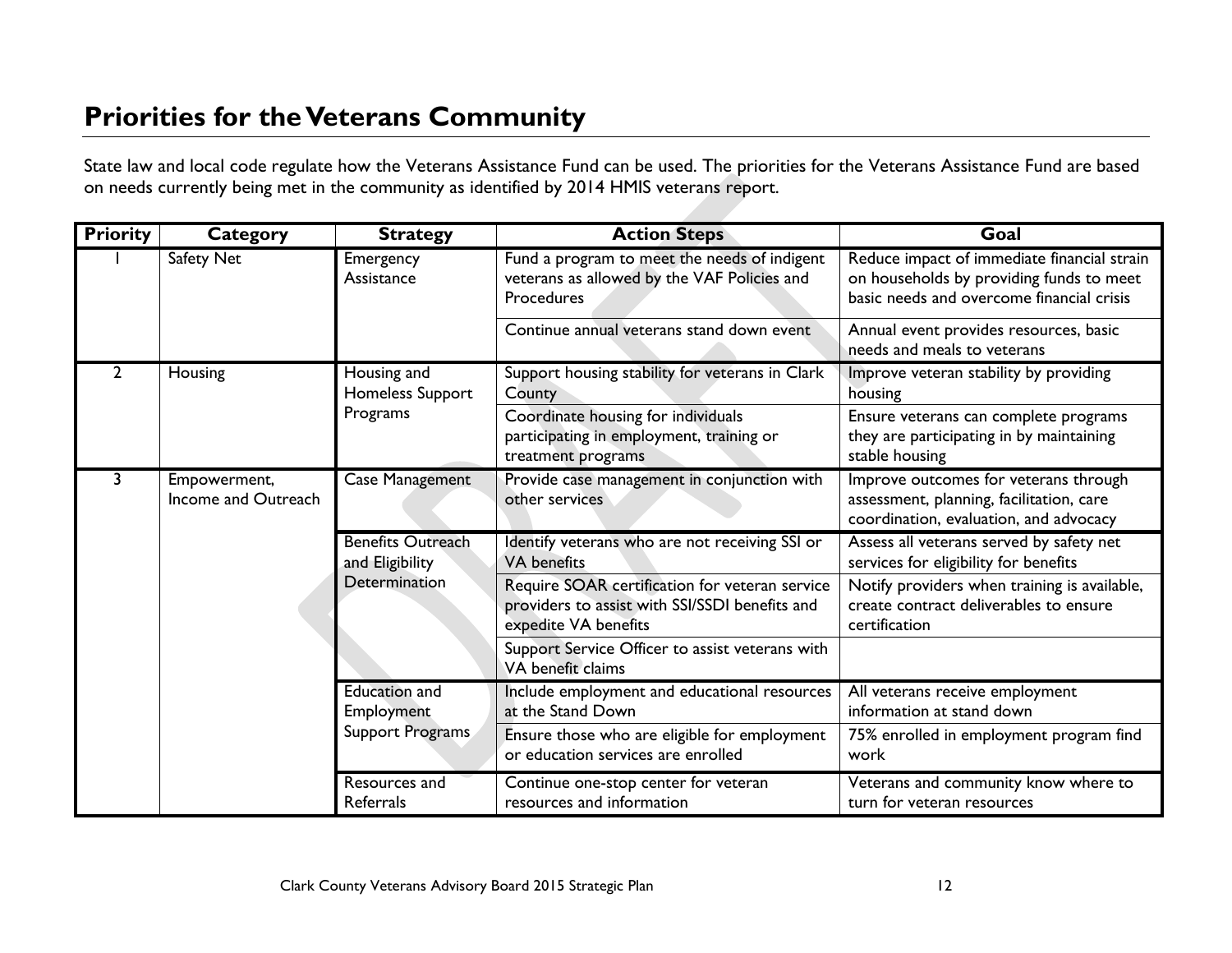## Priorities for the Veterans Community

State law and local code regulate how the Veterans Assistance Fund can be used. The priorities for the Veterans Assistance Fund are based on needs currently being met in the community as identified by 2014 HMIS veterans report.

| Priority | Category | Strategy | Action Steps | Goal |
|---|---|---|---|---|
| 1 | Safety Net | Emergency Assistance | Fund a program to meet the needs of indigent veterans as allowed by the VAF Policies and Procedures | Reduce impact of immediate financial strain on households by providing funds to meet basic needs and overcome financial crisis |
| | | | Continue annual veterans stand down event | Annual event provides resources, basic needs and meals to veterans |
| 2 | Housing | Housing and Homeless Support Programs | Support housing stability for veterans in Clark County | Improve veteran stability by providing housing |
| | | | Coordinate housing for individuals participating in employment, training or treatment programs | Ensure veterans can complete programs they are participating in by maintaining stable housing |
| 3 | Empowerment, Income and Outreach | Case Management | Provide case management in conjunction with other services | Improve outcomes for veterans through assessment, planning, facilitation, care coordination, evaluation, and advocacy |
| | | Benefits Outreach and Eligibility Determination | Identify veterans who are not receiving SSI or VA benefits | Assess all veterans served by safety net services for eligibility for benefits |
| | | | Require SOAR certification for veteran service providers to assist with SSI/SSDI benefits and expedite VA benefits | Notify providers when training is available, create contract deliverables to ensure certification |
| | | | Support Service Officer to assist veterans with VA benefit claims | |
| | | Education and Employment Support Programs | Include employment and educational resources at the Stand Down | All veterans receive employment information at stand down |
| | | | Ensure those who are eligible for employment or education services are enrolled | 75% enrolled in employment program find work |
| | | Resources and Referrals | Continue one-stop center for veteran resources and information | Veterans and community know where to turn for veteran resources |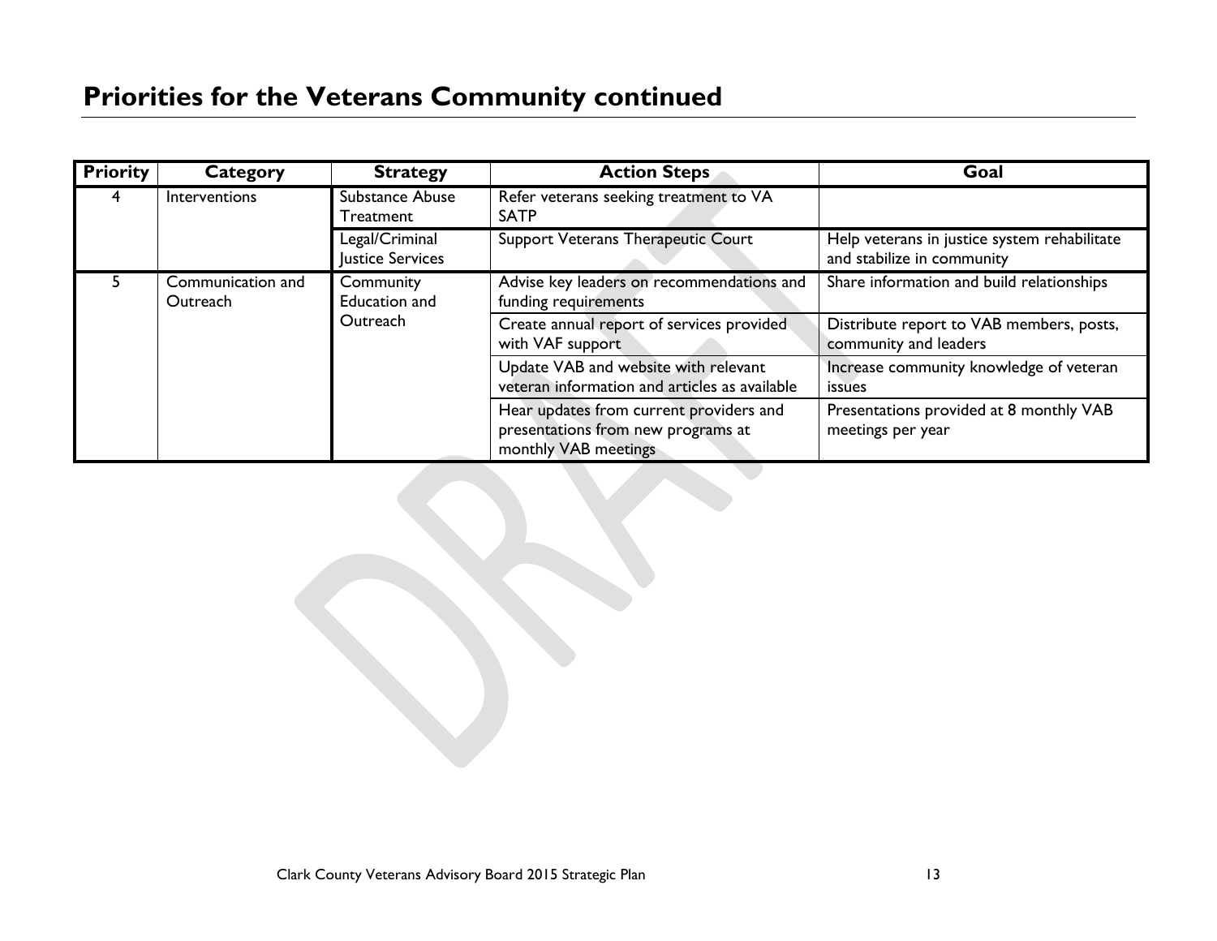# Priorities for the Veterans Community continued

| Priority | Category | Strategy | Action Steps | Goal |
|---|---|---|---|---|
| 4 | Interventions | Substance Abuse Treatment | Refer veterans seeking treatment to VA SATP | |
| | | Legal/Criminal Justice Services | Support Veterans Therapeutic Court | Help veterans in justice system rehabilitate and stabilize in community |
| 5 | Communication and Outreach | Community Education and Outreach | Advise key leaders on recommendations and funding requirements | Share information and build relationships |
| | | | Create annual report of services provided with VAF support | Distribute report to VAB members, posts, community and leaders |
| | | | Update VAB and website with relevant veteran information and articles as available | Increase community knowledge of veteran issues |
| | | | Hear updates from current providers and presentations from new programs at monthly VAB meetings | Presentations provided at 8 monthly VAB meetings per year |